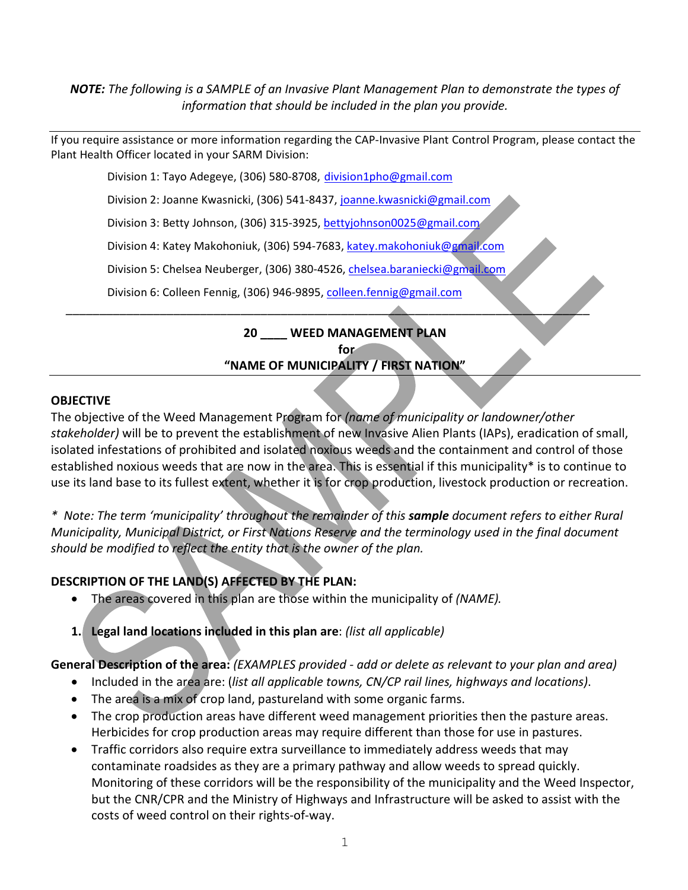***NOTE:** The following is a SAMPLE of an Invasive Plant Management Plan to demonstrate the types of information that should be included in the plan you provide.*

---

If you require assistance or more information regarding the CAP-Invasive Plant Control Program, please contact the Plant Health Officer located in your SARM Division:

Division 1: Tayo Adegeye, (306) 580-8708, division1pho@gmail.com

Division 2: Joanne Kwasnicki, (306) 541-8437, joanne.kwasnicki@gmail.com

Division 3: Betty Johnson, (306) 315-3925, bettyjohnson0025@gmail.com

Division 4: Katey Makohoniuk, (306) 594-7683, katey.makohoniuk@gmail.com

Division 5: Chelsea Neuberger, (306) 380-4526, chelsea.baraniecki@gmail.com

Division 6: Colleen Fennig, (306) 946-9895, colleen.fennig@gmail.com

---

**20 ____ WEED MANAGEMENT PLAN**
**for**
**"NAME OF MUNICIPALITY / FIRST NATION"**

---

## OBJECTIVE

The objective of the Weed Management Program for *(name of municipality or landowner/other stakeholder)* will be to prevent the establishment of new Invasive Alien Plants (IAPs), eradication of small, isolated infestations of prohibited and isolated noxious weeds and the containment and control of those established noxious weeds that are now in the area. This is essential if this municipality* is to continue to use its land base to its fullest extent, whether it is for crop production, livestock production or recreation.

*\* Note: The term 'municipality' throughout the remainder of this **sample** document refers to either Rural Municipality, Municipal District, or First Nations Reserve and the terminology used in the final document should be modified to reflect the entity that is the owner of the plan.*

## DESCRIPTION OF THE LAND(S) AFFECTED BY THE PLAN:

- The areas covered in this plan are those within the municipality of *(NAME).*

1. **Legal land locations included in this plan are**: *(list all applicable)*

**General Description of the area:** *(EXAMPLES provided - add or delete as relevant to your plan and area)*

- Included in the area are: (*list all applicable towns, CN/CP rail lines, highways and locations*).
- The area is a mix of crop land, pastureland with some organic farms.
- The crop production areas have different weed management priorities then the pasture areas. Herbicides for crop production areas may require different than those for use in pastures.
- Traffic corridors also require extra surveillance to immediately address weeds that may contaminate roadsides as they are a primary pathway and allow weeds to spread quickly. Monitoring of these corridors will be the responsibility of the municipality and the Weed Inspector, but the CNR/CPR and the Ministry of Highways and Infrastructure will be asked to assist with the costs of weed control on their rights-of-way.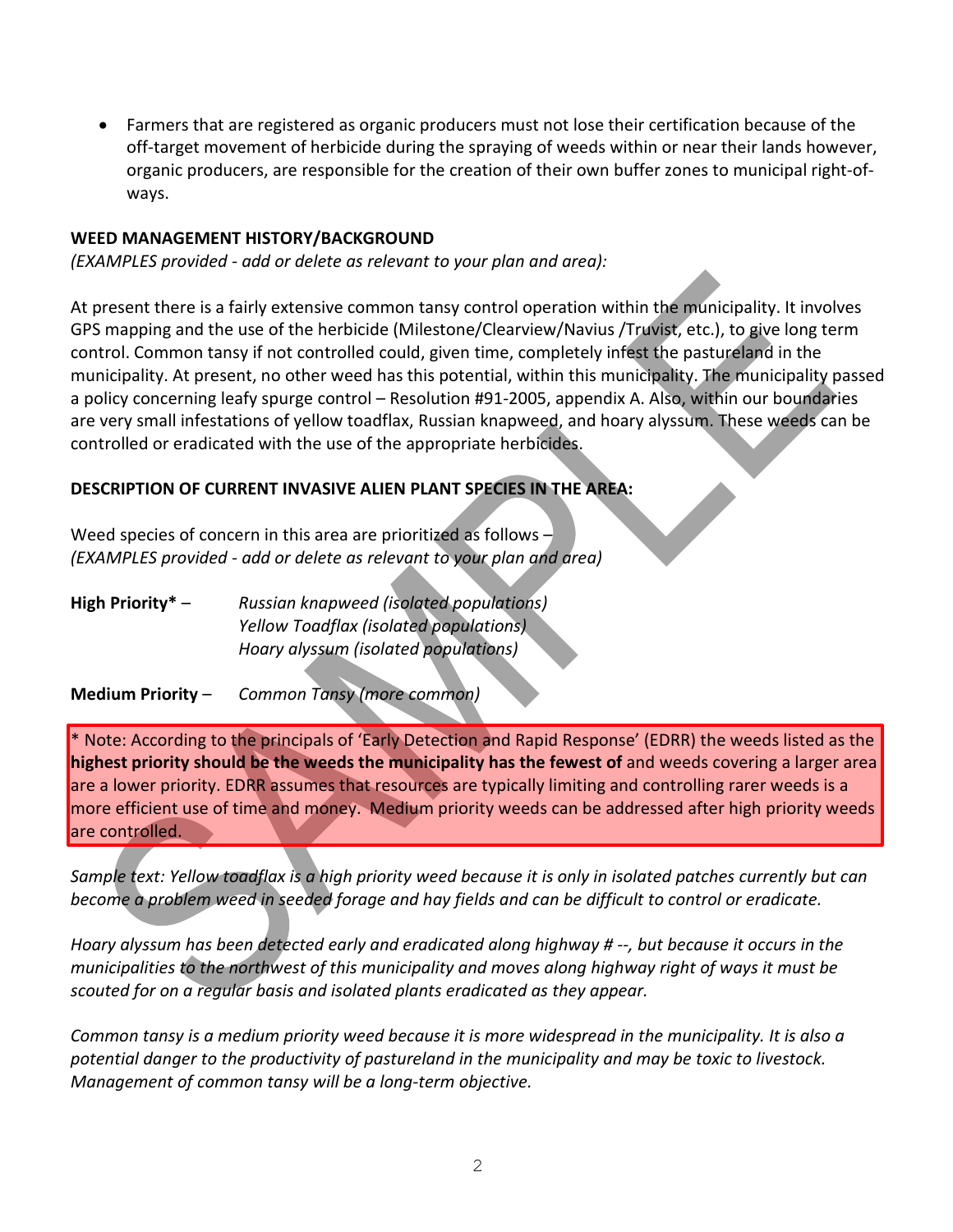- Farmers that are registered as organic producers must not lose their certification because of the off-target movement of herbicide during the spraying of weeds within or near their lands however, organic producers, are responsible for the creation of their own buffer zones to municipal right-of-ways.

**WEED MANAGEMENT HISTORY/BACKGROUND**
*(EXAMPLES provided - add or delete as relevant to your plan and area):*

At present there is a fairly extensive common tansy control operation within the municipality. It involves GPS mapping and the use of the herbicide (Milestone/Clearview/Navius /Truvist, etc.), to give long term control. Common tansy if not controlled could, given time, completely infest the pastureland in the municipality. At present, no other weed has this potential, within this municipality. The municipality passed a policy concerning leafy spurge control – Resolution #91-2005, appendix A. Also, within our boundaries are very small infestations of yellow toadflax, Russian knapweed, and hoary alyssum. These weeds can be controlled or eradicated with the use of the appropriate herbicides.

**DESCRIPTION OF CURRENT INVASIVE ALIEN PLANT SPECIES IN THE AREA:**

Weed species of concern in this area are prioritized as follows –
*(EXAMPLES provided - add or delete as relevant to your plan and area)*

**High Priority*** – *Russian knapweed (isolated populations)*
*Yellow Toadflax (isolated populations)*
*Hoary alyssum (isolated populations)*

**Medium Priority** – *Common Tansy (more common)*

* Note: According to the principals of 'Early Detection and Rapid Response' (EDRR) the weeds listed as the **highest priority should be the weeds the municipality has the fewest of** and weeds covering a larger area are a lower priority. EDRR assumes that resources are typically limiting and controlling rarer weeds is a more efficient use of time and money. Medium priority weeds can be addressed after high priority weeds are controlled.

*Sample text: Yellow toadflax is a high priority weed because it is only in isolated patches currently but can become a problem weed in seeded forage and hay fields and can be difficult to control or eradicate.*

*Hoary alyssum has been detected early and eradicated along highway # --, but because it occurs in the municipalities to the northwest of this municipality and moves along highway right of ways it must be scouted for on a regular basis and isolated plants eradicated as they appear.*

*Common tansy is a medium priority weed because it is more widespread in the municipality. It is also a potential danger to the productivity of pastureland in the municipality and may be toxic to livestock. Management of common tansy will be a long-term objective.*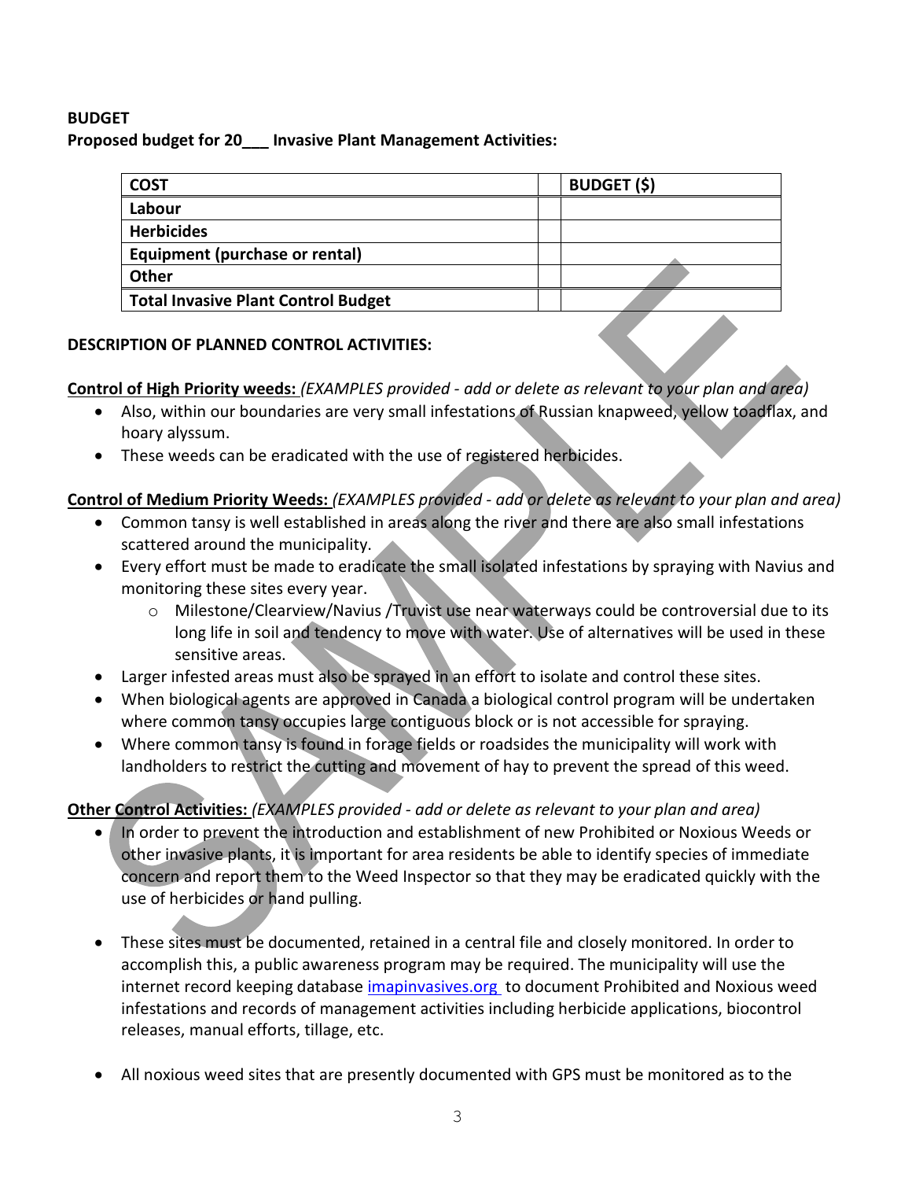**BUDGET**

**Proposed budget for 20___ Invasive Plant Management Activities:**

| COST | | BUDGET ($) |
|---|---|---|
| **Labour** | | |
| **Herbicides** | | |
| **Equipment (purchase or rental)** | | |
| **Other** | | |
| **Total Invasive Plant Control Budget** | | |

**DESCRIPTION OF PLANNED CONTROL ACTIVITIES:**

**Control of High Priority weeds:** *(EXAMPLES provided - add or delete as relevant to your plan and area)*

- Also, within our boundaries are very small infestations of Russian knapweed, yellow toadflax, and hoary alyssum.
- These weeds can be eradicated with the use of registered herbicides.

**Control of Medium Priority Weeds:** *(EXAMPLES provided - add or delete as relevant to your plan and area)*

- Common tansy is well established in areas along the river and there are also small infestations scattered around the municipality.
- Every effort must be made to eradicate the small isolated infestations by spraying with Navius and monitoring these sites every year.
  - Milestone/Clearview/Navius /Truvist use near waterways could be controversial due to its long life in soil and tendency to move with water. Use of alternatives will be used in these sensitive areas.
- Larger infested areas must also be sprayed in an effort to isolate and control these sites.
- When biological agents are approved in Canada a biological control program will be undertaken where common tansy occupies large contiguous block or is not accessible for spraying.
- Where common tansy is found in forage fields or roadsides the municipality will work with landholders to restrict the cutting and movement of hay to prevent the spread of this weed.

**Other Control Activities:** *(EXAMPLES provided - add or delete as relevant to your plan and area)*

- In order to prevent the introduction and establishment of new Prohibited or Noxious Weeds or other invasive plants, it is important for area residents be able to identify species of immediate concern and report them to the Weed Inspector so that they may be eradicated quickly with the use of herbicides or hand pulling.

- These sites must be documented, retained in a central file and closely monitored. In order to accomplish this, a public awareness program may be required. The municipality will use the internet record keeping database [imapinvasives.org](imapinvasives.org) to document Prohibited and Noxious weed infestations and records of management activities including herbicide applications, biocontrol releases, manual efforts, tillage, etc.

- All noxious weed sites that are presently documented with GPS must be monitored as to the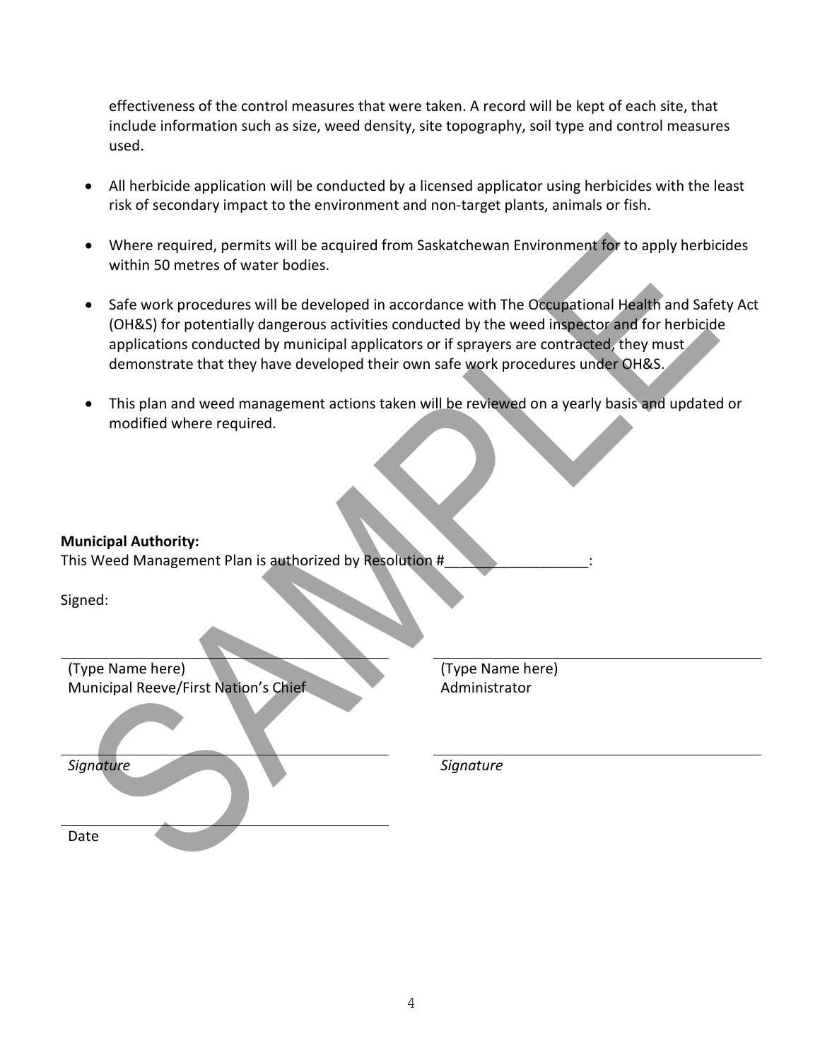effectiveness of the control measures that were taken. A record will be kept of each site, that include information such as size, weed density, site topography, soil type and control measures used.

- All herbicide application will be conducted by a licensed applicator using herbicides with the least risk of secondary impact to the environment and non-target plants, animals or fish.
- Where required, permits will be acquired from Saskatchewan Environment for to apply herbicides within 50 metres of water bodies.
- Safe work procedures will be developed in accordance with The Occupational Health and Safety Act (OH&S) for potentially dangerous activities conducted by the weed inspector and for herbicide applications conducted by municipal applicators or if sprayers are contracted, they must demonstrate that they have developed their own safe work procedures under OH&S.
- This plan and weed management actions taken will be reviewed on a yearly basis and updated or modified where required.

**Municipal Authority:**
This Weed Management Plan is authorized by Resolution #__________________:

Signed:

(Type Name here)
Municipal Reeve/First Nation's Chief

*Signature*

Date

(Type Name here)
Administrator

*Signature*

SAMPLE